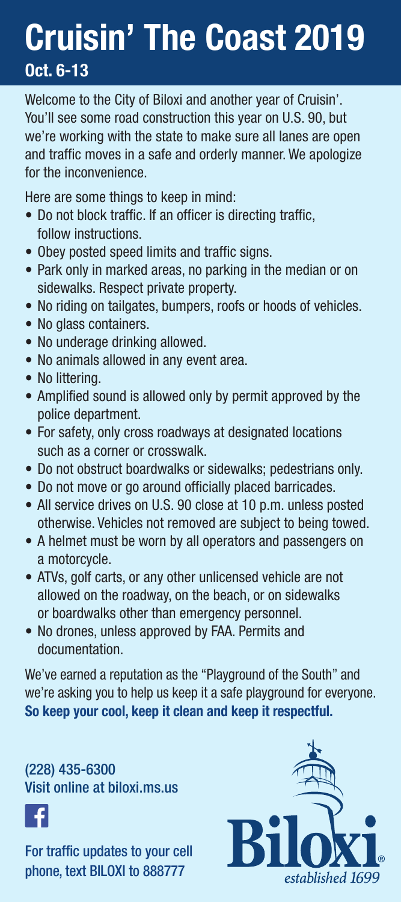# Cruisin' The Coast 2019

## Oct. 6-13

Welcome to the City of Biloxi and another year of Cruisin'. You'll see some road construction this year on U.S. 90, but we're working with the state to make sure all lanes are open and traffic moves in a safe and orderly manner. We apologize for the inconvenience.

Here are some things to keep in mind:

- Do not block traffic. If an officer is directing traffic, follow instructions.
- Obey posted speed limits and traffic signs.
- Park only in marked areas, no parking in the median or on sidewalks. Respect private property.
- No riding on tailgates, bumpers, roofs or hoods of vehicles.
- No glass containers.
- No underage drinking allowed.
- No animals allowed in any event area.
- No littering.
- Amplified sound is allowed only by permit approved by the police department.
- For safety, only cross roadways at designated locations such as a corner or crosswalk.
- Do not obstruct boardwalks or sidewalks; pedestrians only.
- Do not move or go around officially placed barricades.
- All service drives on U.S. 90 close at 10 p.m. unless posted otherwise. Vehicles not removed are subject to being towed.
- A helmet must be worn by all operators and passengers on a motorcycle.
- ATVs, golf carts, or any other unlicensed vehicle are not allowed on the roadway, on the beach, or on sidewalks or boardwalks other than emergency personnel.
- No drones, unless approved by FAA. Permits and documentation.

We've earned a reputation as the "Playground of the South" and we're asking you to help us keep it a safe playground for everyone. **So keep your cool, keep it clean and keep it respectful.**

(228) 435-6300
Visit online at biloxi.ms.us

For traffic updates to your cell phone, text BILOXI to 888777

Biloxi®
*established 1699*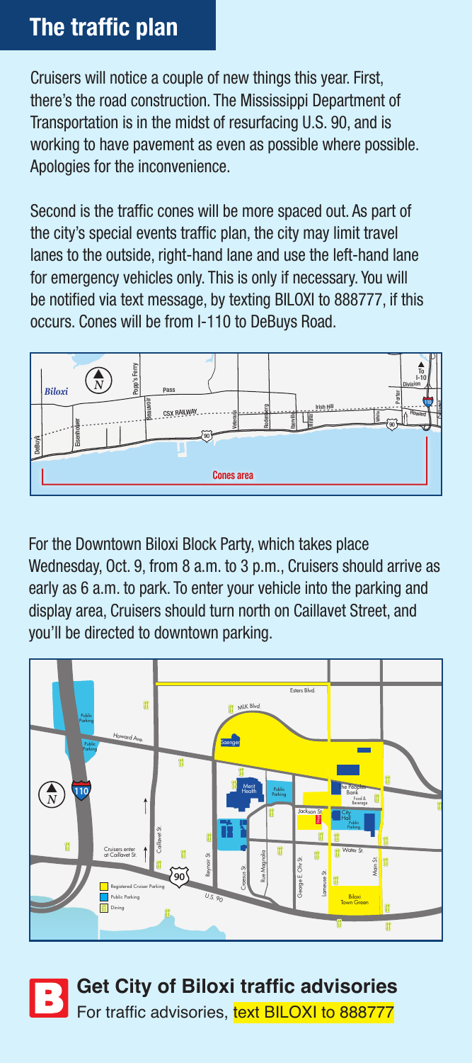## The traffic plan

Cruisers will notice a couple of new things this year. First, there's the road construction. The Mississippi Department of Transportation is in the midst of resurfacing U.S. 90, and is working to have pavement as even as possible where possible. Apologies for the inconvenience.

Second is the traffic cones will be more spaced out. As part of the city's special events traffic plan, the city may limit travel lanes to the outside, right-hand lane and use the left-hand lane for emergency vehicles only. This is only if necessary. You will be notified via text message, by texting BILOXI to 888777, if this occurs. Cones will be from I-110 to DeBuys Road.

Biloxi
N
Popp's Ferry
Pass
Reservoir
CSX RAILWAY
Veterans
Rodenberg
Iberville
Irish Hill
White
Porter
Division
To I-10
110
Howard
90
DeBuys
Eisenhower
Cones area

For the Downtown Biloxi Block Party, which takes place Wednesday, Oct. 9, from 8 a.m. to 3 p.m., Cruisers should arrive as early as 6 a.m. to park. To enter your vehicle into the parking and display area, Cruisers should turn north on Caillavet Street, and you'll be directed to downtown parking.

Esters Blvd.
MLK Blvd.
Public Parking
Howard Ave.
Public Parking
Saenger
110
N
Merit Health
Public Parking
The Peoples Bank
Food & Beverage
Jackson St.
City Hall
Public Parking
Caillavet St.
Cruisers enter at Caillavet St.
Water St.
90
Reynoir St.
Croesus St.
Rue Magnolia
George E. Ohr St.
Lameuse St.
Main St.
U.S. 90
Biloxi Town Green
Registered Cruiser Parking
Public Parking
Dining

**Get City of Biloxi traffic advisories**

For traffic advisories, text BILOXI to 888777